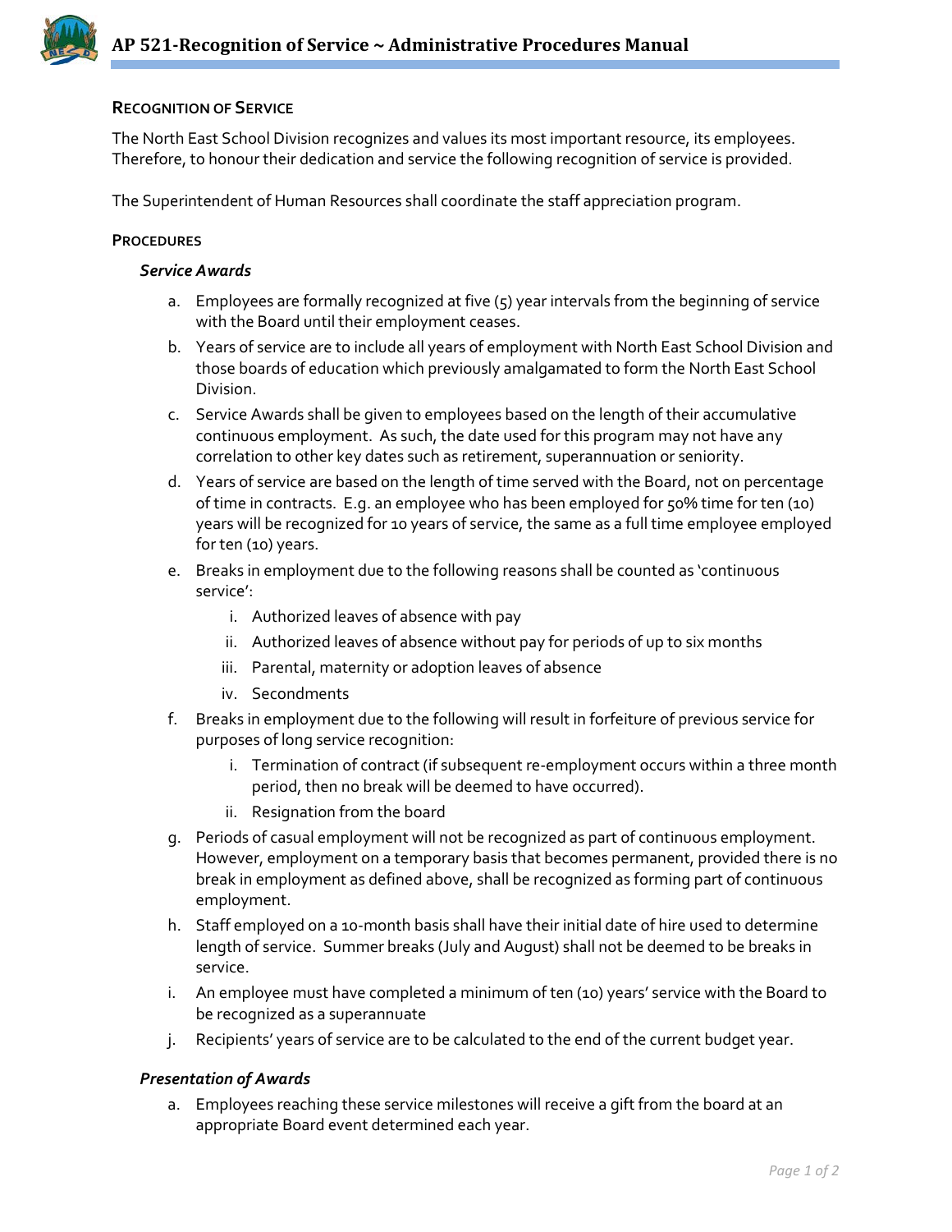# AP 521-Recognition of Service ~ Administrative Procedures Manual

## RECOGNITION OF SERVICE

The North East School Division recognizes and values its most important resource, its employees. Therefore, to honour their dedication and service the following recognition of service is provided.

The Superintendent of Human Resources shall coordinate the staff appreciation program.

## PROCEDURES

### *Service Awards*

a. Employees are formally recognized at five (5) year intervals from the beginning of service with the Board until their employment ceases.

b. Years of service are to include all years of employment with North East School Division and those boards of education which previously amalgamated to form the North East School Division.

c. Service Awards shall be given to employees based on the length of their accumulative continuous employment. As such, the date used for this program may not have any correlation to other key dates such as retirement, superannuation or seniority.

d. Years of service are based on the length of time served with the Board, not on percentage of time in contracts. E.g. an employee who has been employed for 50% time for ten (10) years will be recognized for 10 years of service, the same as a full time employee employed for ten (10) years.

e. Breaks in employment due to the following reasons shall be counted as 'continuous service':
   i. Authorized leaves of absence with pay
   ii. Authorized leaves of absence without pay for periods of up to six months
   iii. Parental, maternity or adoption leaves of absence
   iv. Secondments

f. Breaks in employment due to the following will result in forfeiture of previous service for purposes of long service recognition:
   i. Termination of contract (if subsequent re-employment occurs within a three month period, then no break will be deemed to have occurred).
   ii. Resignation from the board

g. Periods of casual employment will not be recognized as part of continuous employment. However, employment on a temporary basis that becomes permanent, provided there is no break in employment as defined above, shall be recognized as forming part of continuous employment.

h. Staff employed on a 10-month basis shall have their initial date of hire used to determine length of service. Summer breaks (July and August) shall not be deemed to be breaks in service.

i. An employee must have completed a minimum of ten (10) years' service with the Board to be recognized as a superannuate

j. Recipients' years of service are to be calculated to the end of the current budget year.

### *Presentation of Awards*

a. Employees reaching these service milestones will receive a gift from the board at an appropriate Board event determined each year.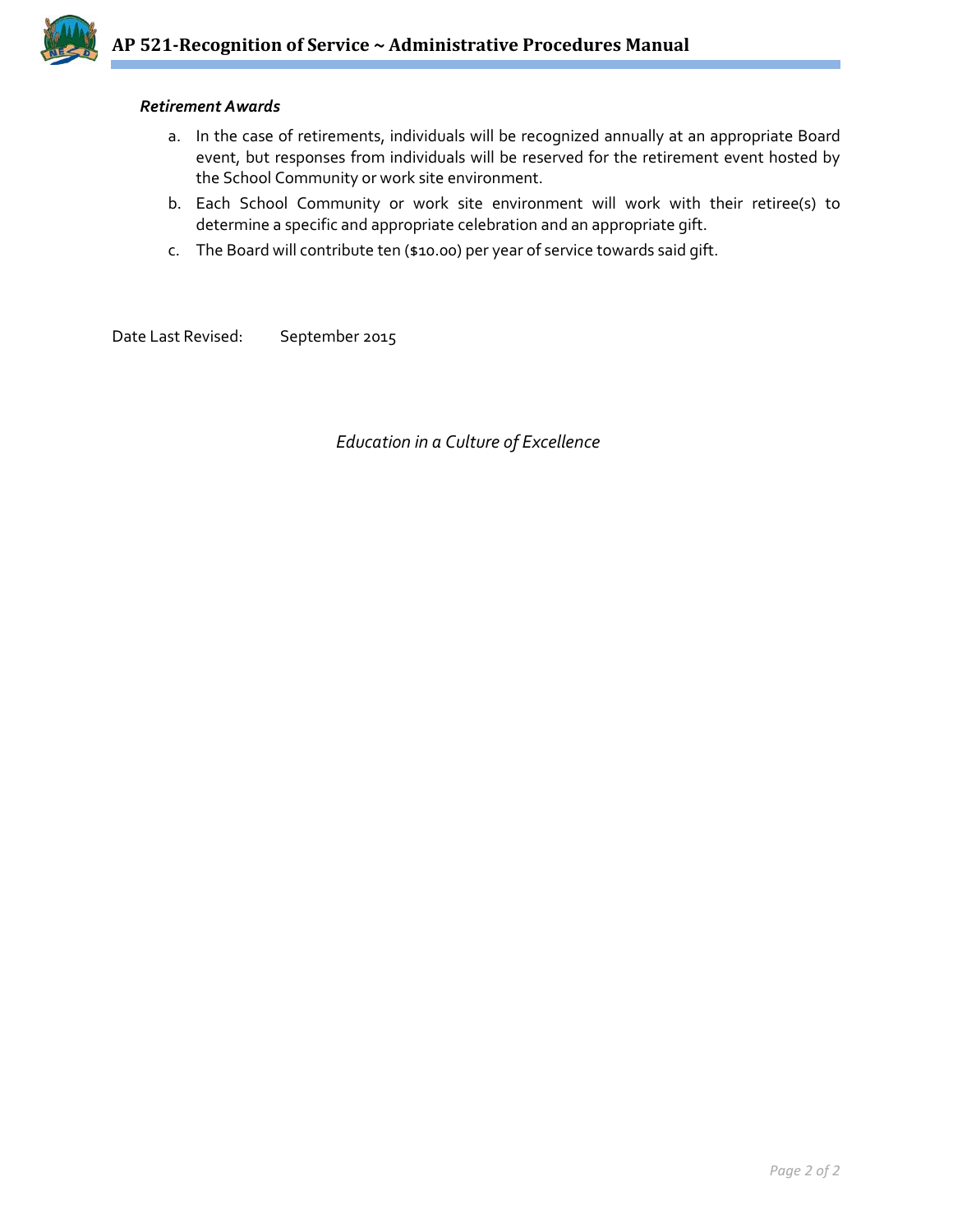### *Retirement Awards*

a. In the case of retirements, individuals will be recognized annually at an appropriate Board event, but responses from individuals will be reserved for the retirement event hosted by the School Community or work site environment.
b. Each School Community or work site environment will work with their retiree(s) to determine a specific and appropriate celebration and an appropriate gift.
c. The Board will contribute ten ($10.00) per year of service towards said gift.

Date Last Revised: September 2015

*Education in a Culture of Excellence*